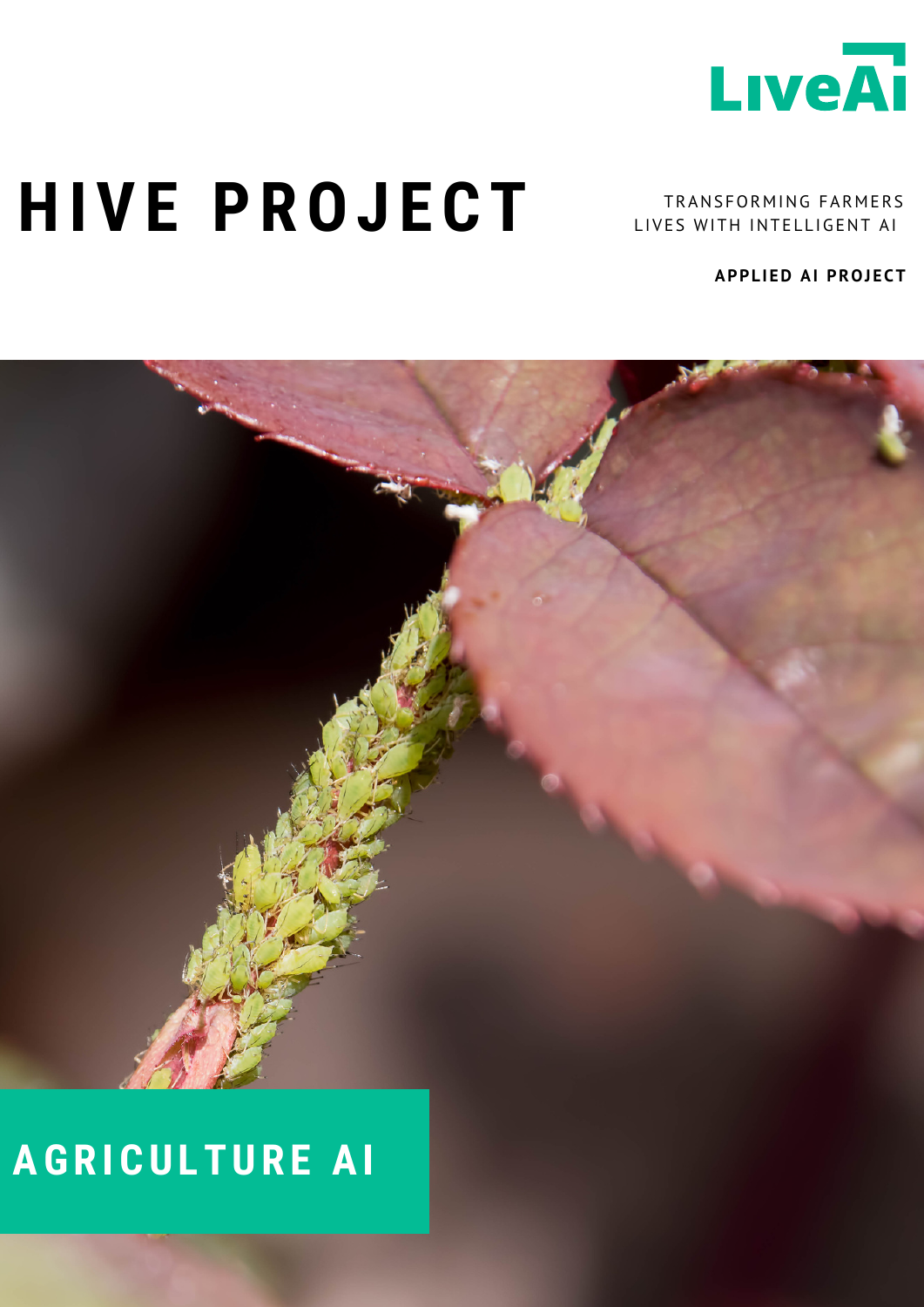LiveAI

# HIVE PROJECT

TRANSFORMING FARMERS LIVES WITH INTELLIGENT AI

**APPLIED AI PROJECT**

## AGRICULTURE AI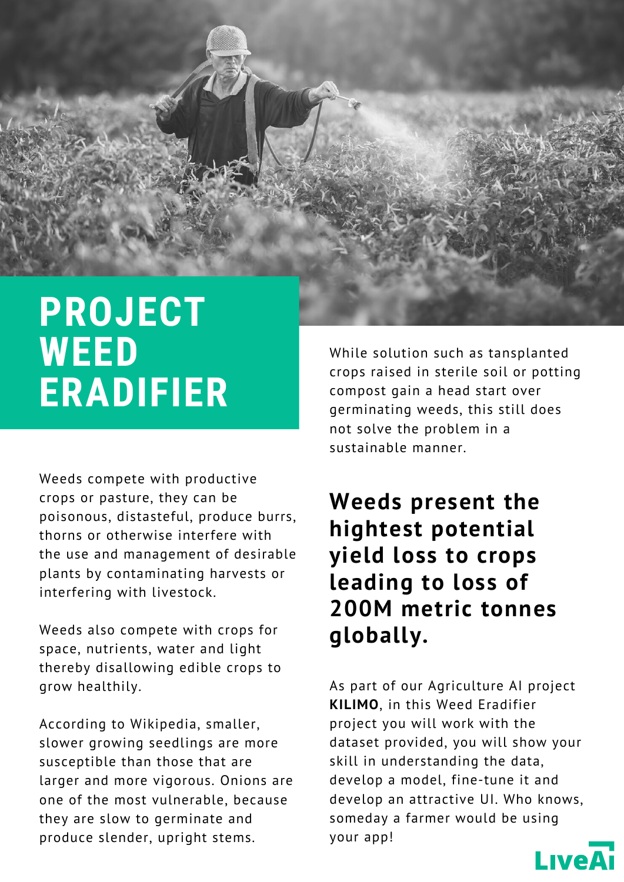# PROJECT WEED ERADIFIER

Weeds compete with productive crops or pasture, they can be poisonous, distasteful, produce burrs, thorns or otherwise interfere with the use and management of desirable plants by contaminating harvests or interfering with livestock.

Weeds also compete with crops for space, nutrients, water and light thereby disallowing edible crops to grow healthily.

According to Wikipedia, smaller, slower growing seedlings are more susceptible than those that are larger and more vigorous. Onions are one of the most vulnerable, because they are slow to germinate and produce slender, upright stems.

While solution such as tansplanted crops raised in sterile soil or potting compost gain a head start over germinating weeds, this still does not solve the problem in a sustainable manner.

**Weeds present the hightest potential yield loss to crops leading to loss of 200M metric tonnes globally.**

As part of our Agriculture AI project **KILIMO**, in this Weed Eradifier project you will work with the dataset provided, you will show your skill in understanding the data, develop a model, fine-tune it and develop an attractive UI. Who knows, someday a farmer would be using your app!

LiveAi